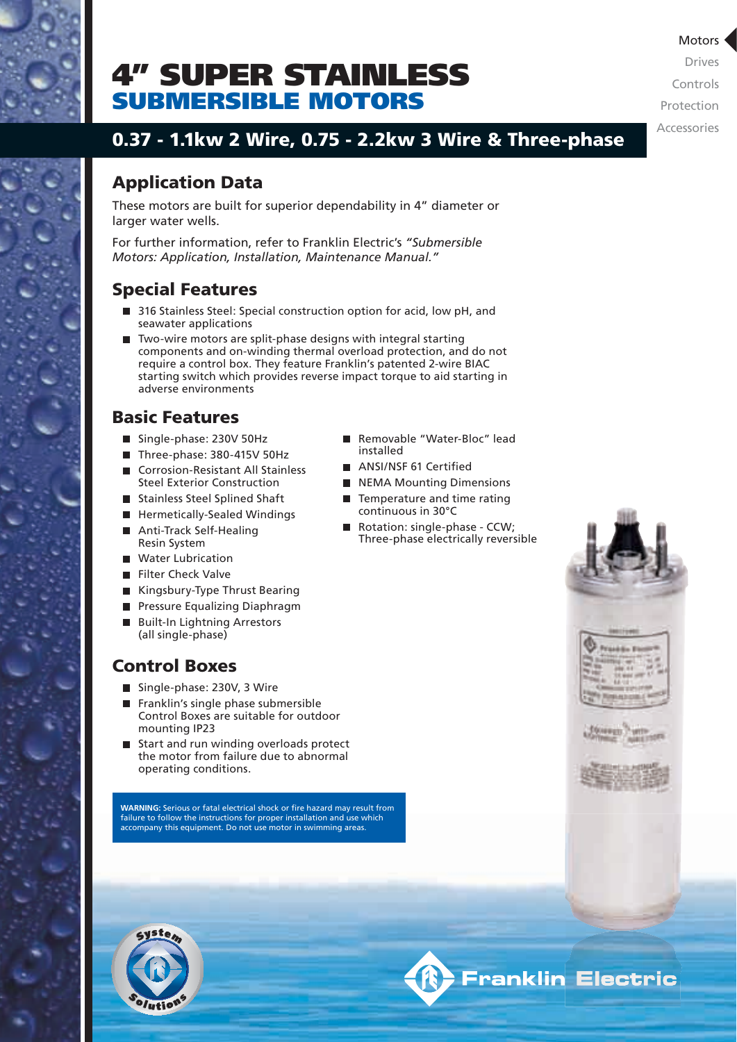# 4" SUPER STAINLESS SUBMERSIBLE MOTORS

## 0.37 - 1.1kw 2 Wire, 0.75 - 2.2kw 3 Wire & Three-phase

Motors
Drives
Controls
Protection
Accessories

## Application Data

These motors are built for superior dependability in 4" diameter or larger water wells.

For further information, refer to Franklin Electric's *"Submersible Motors: Application, Installation, Maintenance Manual."*

## Special Features

- 316 Stainless Steel: Special construction option for acid, low pH, and seawater applications
- Two-wire motors are split-phase designs with integral starting components and on-winding thermal overload protection, and do not require a control box. They feature Franklin's patented 2-wire BIAC starting switch which provides reverse impact torque to aid starting in adverse environments

## Basic Features

- Single-phase: 230V 50Hz
- Three-phase: 380-415V 50Hz
- Corrosion-Resistant All Stainless Steel Exterior Construction
- Stainless Steel Splined Shaft
- Hermetically-Sealed Windings
- Anti-Track Self-Healing Resin System
- Water Lubrication
- Filter Check Valve
- Kingsbury-Type Thrust Bearing
- Pressure Equalizing Diaphragm
- Built-In Lightning Arrestors (all single-phase)
- Removable "Water-Bloc" lead installed
- ANSI/NSF 61 Certified
- NEMA Mounting Dimensions
- Temperature and time rating continuous in 30°C
- Rotation: single-phase - CCW; Three-phase electrically reversible

## Control Boxes

- Single-phase: 230V, 3 Wire
- Franklin's single phase submersible Control Boxes are suitable for outdoor mounting IP23
- Start and run winding overloads protect the motor from failure due to abnormal operating conditions.

**WARNING:** Serious or fatal electrical shock or fire hazard may result from failure to follow the instructions for proper installation and use which accompany this equipment. Do not use motor in swimming areas.

System Solutions

Franklin Electric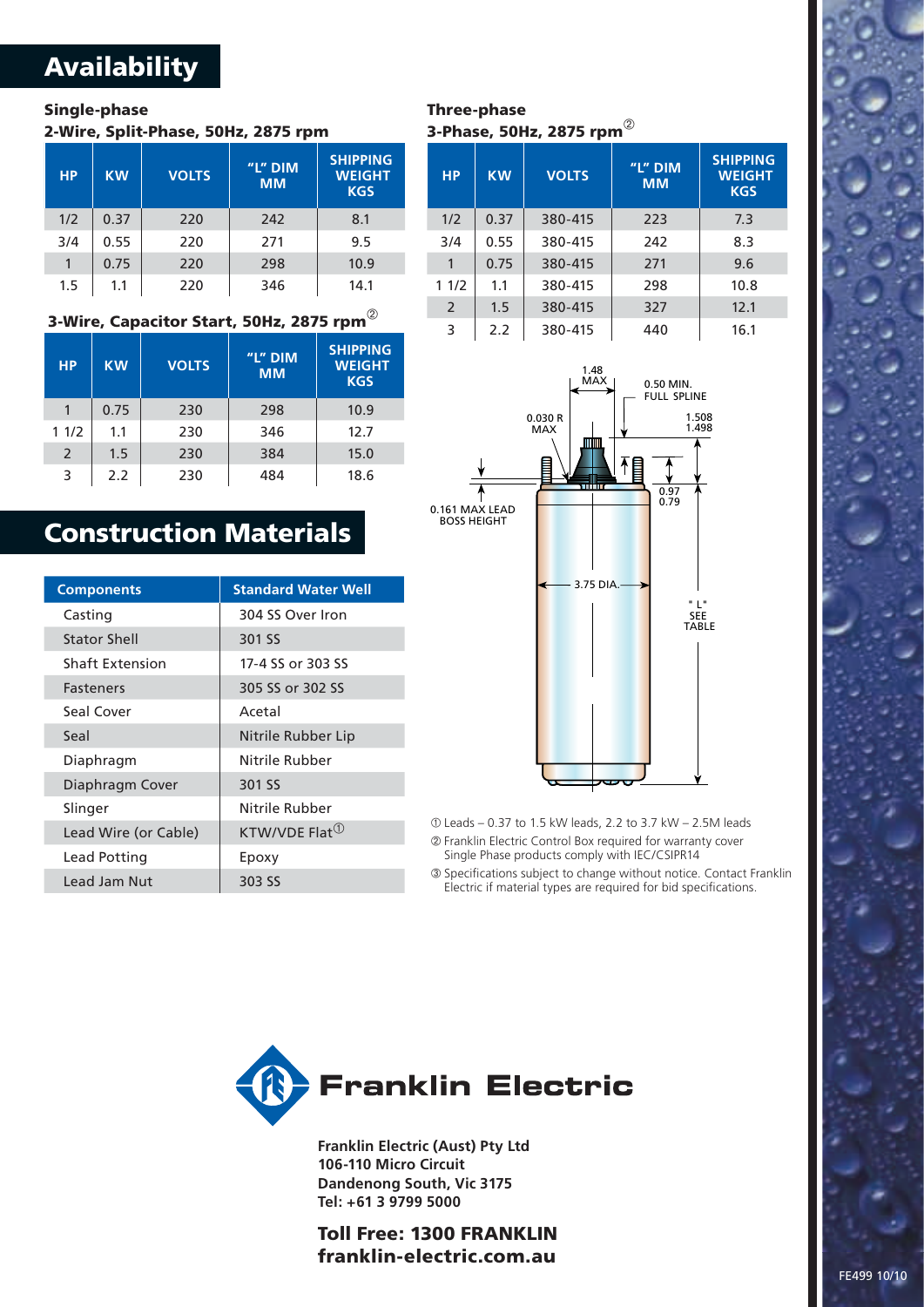## Availability

### Single-phase

**2-Wire, Split-Phase, 50Hz, 2875 rpm**

| HP | KW | VOLTS | "L" DIM MM | SHIPPING WEIGHT KGS |
|---|---|---|---|---|
| 1/2 | 0.37 | 220 | 242 | 8.1 |
| 3/4 | 0.55 | 220 | 271 | 9.5 |
| 1 | 0.75 | 220 | 298 | 10.9 |
| 1.5 | 1.1 | 220 | 346 | 14.1 |

**3-Wire, Capacitor Start, 50Hz, 2875 rpm**②

| HP | KW | VOLTS | "L" DIM MM | SHIPPING WEIGHT KGS |
|---|---|---|---|---|
| 1 | 0.75 | 230 | 298 | 10.9 |
| 1 1/2 | 1.1 | 230 | 346 | 12.7 |
| 2 | 1.5 | 230 | 384 | 15.0 |
| 3 | 2.2 | 230 | 484 | 18.6 |

### Three-phase

**3-Phase, 50Hz, 2875 rpm**②

| HP | KW | VOLTS | "L" DIM MM | SHIPPING WEIGHT KGS |
|---|---|---|---|---|
| 1/2 | 0.37 | 380-415 | 223 | 7.3 |
| 3/4 | 0.55 | 380-415 | 242 | 8.3 |
| 1 | 0.75 | 380-415 | 271 | 9.6 |
| 1 1/2 | 1.1 | 380-415 | 298 | 10.8 |
| 2 | 1.5 | 380-415 | 327 | 12.1 |
| 3 | 2.2 | 380-415 | 440 | 16.1 |

1.48 MAX

0.50 MIN. FULL SPLINE

0.030 R MAX

1.508
1.498

0.97
0.79

0.161 MAX LEAD BOSS HEIGHT

3.75 DIA.

"L" SEE TABLE

① Leads – 0.37 to 1.5 kW leads, 2.2 to 3.7 kW – 2.5M leads

② Franklin Electric Control Box required for warranty cover Single Phase products comply with IEC/CSIPR14

③ Specifications subject to change without notice. Contact Franklin Electric if material types are required for bid specifications.

## Construction Materials

| Components | Standard Water Well |
|---|---|
| Casting | 304 SS Over Iron |
| Stator Shell | 301 SS |
| Shaft Extension | 17-4 SS or 303 SS |
| Fasteners | 305 SS or 302 SS |
| Seal Cover | Acetal |
| Seal | Nitrile Rubber Lip |
| Diaphragm | Nitrile Rubber |
| Diaphragm Cover | 301 SS |
| Slinger | Nitrile Rubber |
| Lead Wire (or Cable) | KTW/VDE Flat① |
| Lead Potting | Epoxy |
| Lead Jam Nut | 303 SS |

**Franklin Electric**

**Franklin Electric (Aust) Pty Ltd**
**106-110 Micro Circuit**
**Dandenong South, Vic 3175**
**Tel: +61 3 9799 5000**

**Toll Free: 1300 FRANKLIN**
**franklin-electric.com.au**

FE499 10/10